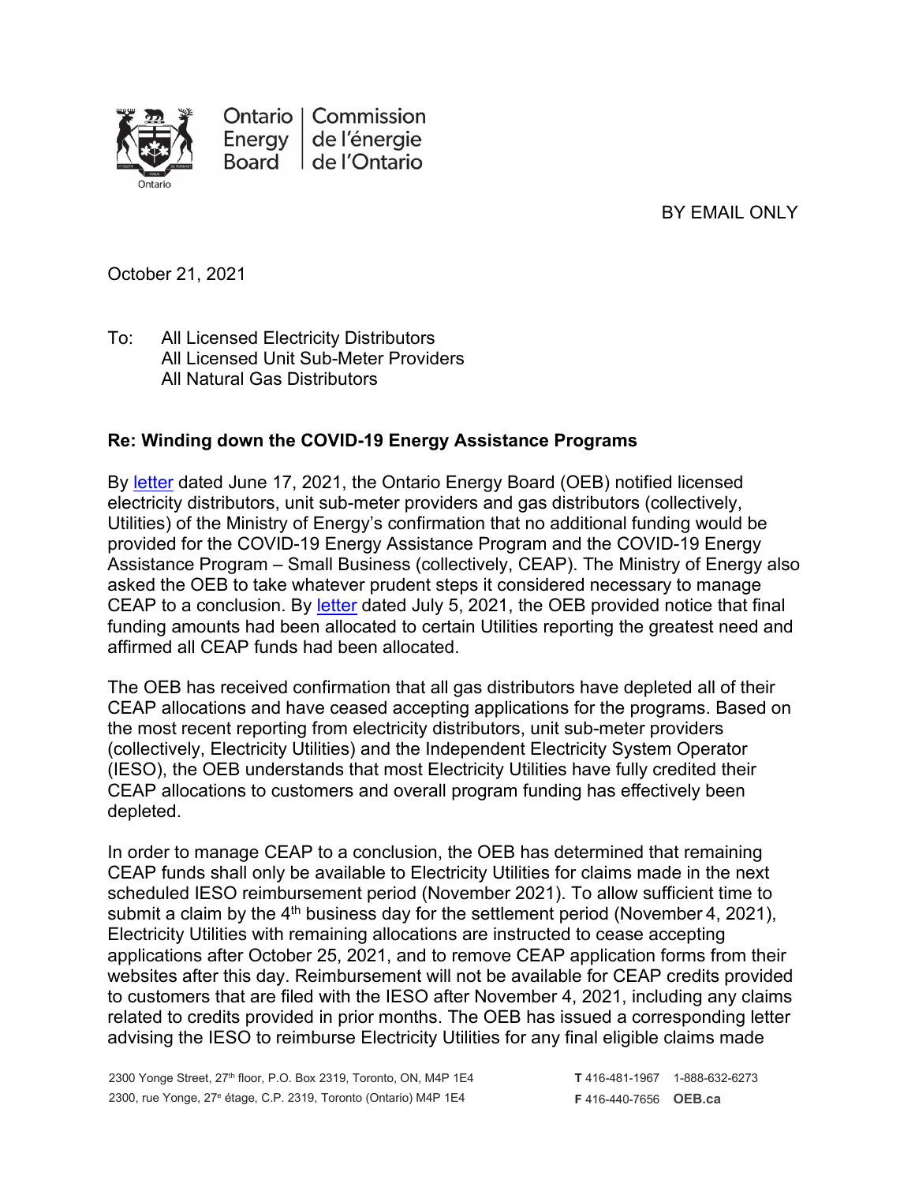Ontario Energy Board | Commission de l'énergie de l'Ontario

BY EMAIL ONLY

October 21, 2021

To: All Licensed Electricity Distributors
All Licensed Unit Sub-Meter Providers
All Natural Gas Distributors

**Re: Winding down the COVID-19 Energy Assistance Programs**

By letter dated June 17, 2021, the Ontario Energy Board (OEB) notified licensed electricity distributors, unit sub-meter providers and gas distributors (collectively, Utilities) of the Ministry of Energy's confirmation that no additional funding would be provided for the COVID-19 Energy Assistance Program and the COVID-19 Energy Assistance Program – Small Business (collectively, CEAP). The Ministry of Energy also asked the OEB to take whatever prudent steps it considered necessary to manage CEAP to a conclusion. By letter dated July 5, 2021, the OEB provided notice that final funding amounts had been allocated to certain Utilities reporting the greatest need and affirmed all CEAP funds had been allocated.

The OEB has received confirmation that all gas distributors have depleted all of their CEAP allocations and have ceased accepting applications for the programs. Based on the most recent reporting from electricity distributors, unit sub-meter providers (collectively, Electricity Utilities) and the Independent Electricity System Operator (IESO), the OEB understands that most Electricity Utilities have fully credited their CEAP allocations to customers and overall program funding has effectively been depleted.

In order to manage CEAP to a conclusion, the OEB has determined that remaining CEAP funds shall only be available to Electricity Utilities for claims made in the next scheduled IESO reimbursement period (November 2021). To allow sufficient time to submit a claim by the 4th business day for the settlement period (November 4, 2021), Electricity Utilities with remaining allocations are instructed to cease accepting applications after October 25, 2021, and to remove CEAP application forms from their websites after this day. Reimbursement will not be available for CEAP credits provided to customers that are filed with the IESO after November 4, 2021, including any claims related to credits provided in prior months. The OEB has issued a corresponding letter advising the IESO to reimburse Electricity Utilities for any final eligible claims made

2300 Yonge Street, 27th floor, P.O. Box 2319, Toronto, ON, M4P 1E4
2300, rue Yonge, 27e étage, C.P. 2319, Toronto (Ontario) M4P 1E4

T 416-481-1967 1-888-632-6273
F 416-440-7656 OEB.ca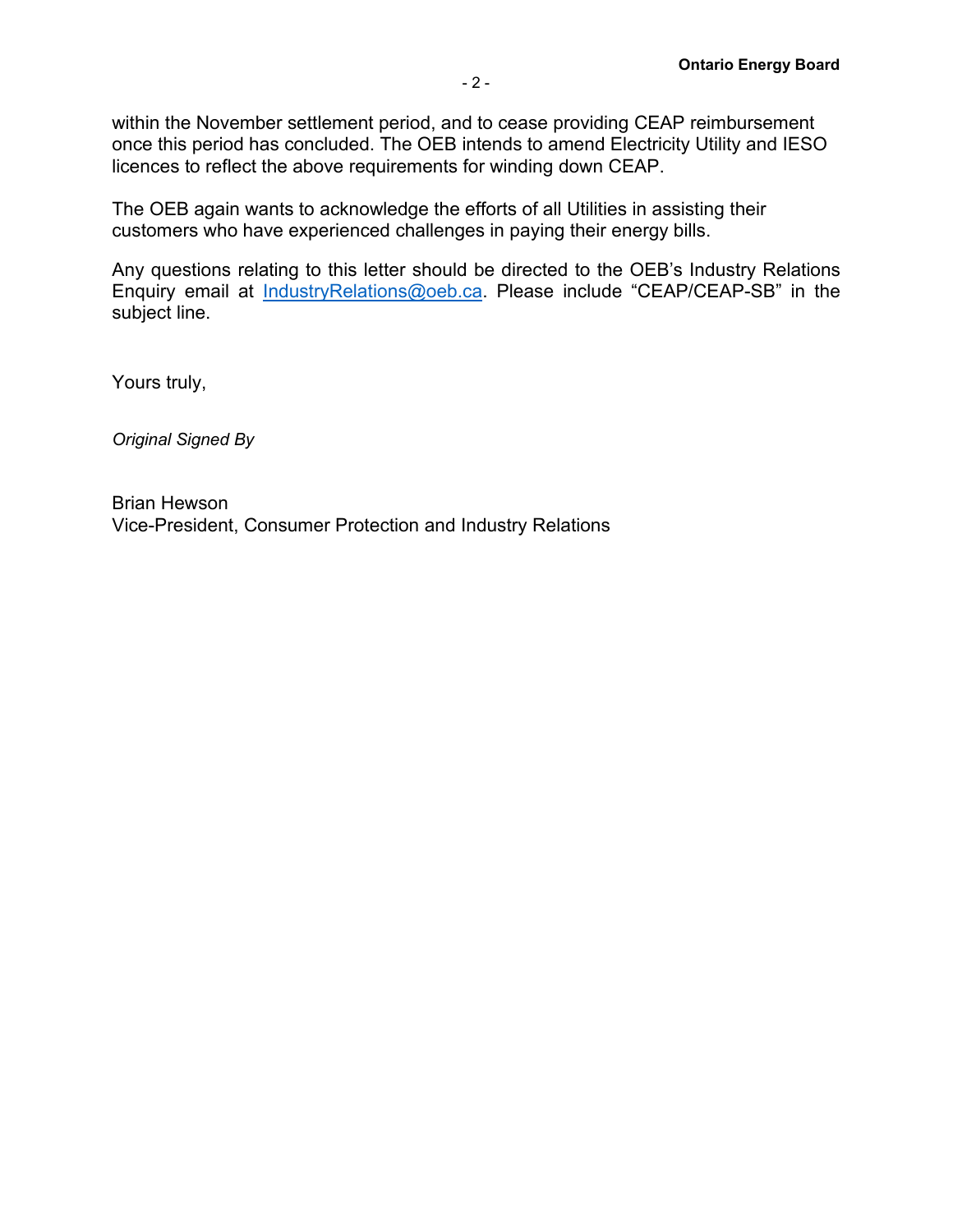within the November settlement period, and to cease providing CEAP reimbursement once this period has concluded. The OEB intends to amend Electricity Utility and IESO licences to reflect the above requirements for winding down CEAP.

The OEB again wants to acknowledge the efforts of all Utilities in assisting their customers who have experienced challenges in paying their energy bills.

Any questions relating to this letter should be directed to the OEB's Industry Relations Enquiry email at IndustryRelations@oeb.ca. Please include "CEAP/CEAP-SB" in the subject line.

Yours truly,

*Original Signed By*

Brian Hewson
Vice-President, Consumer Protection and Industry Relations